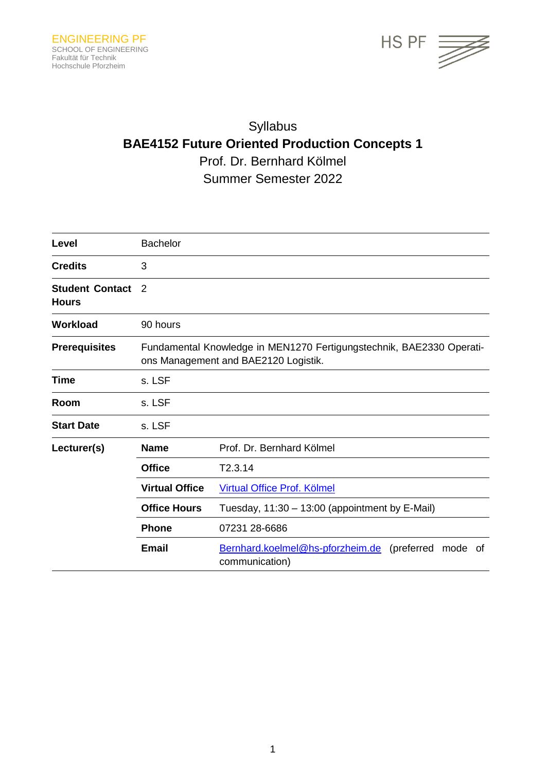ENGINEERING PF
SCHOOL OF ENGINEERING
Fakultät für Technik
Hochschule Pforzheim

HS PF

Syllabus

# BAE4152 Future Oriented Production Concepts 1

Prof. Dr. Bernhard Kölmel

Summer Semester 2022

| | | |
|---|---|---|
| **Level** | Bachelor | |
| **Credits** | 3 | |
| **Student Contact Hours** | 2 | |
| **Workload** | 90 hours | |
| **Prerequisites** | Fundamental Knowledge in MEN1270 Fertigungstechnik, BAE2330 Operations Management and BAE2120 Logistik. | |
| **Time** | s. LSF | |
| **Room** | s. LSF | |
| **Start Date** | s. LSF | |
| **Lecturer(s)** | **Name** | Prof. Dr. Bernhard Kölmel |
| | **Office** | T2.3.14 |
| | **Virtual Office** | [Virtual Office Prof. Kölmel]() |
| | **Office Hours** | Tuesday, 11:30 – 13:00 (appointment by E-Mail) |
| | **Phone** | 07231 28-6686 |
| | **Email** | [Bernhard.koelmel@hs-pforzheim.de](mailto:Bernhard.koelmel@hs-pforzheim.de) (preferred mode of communication) |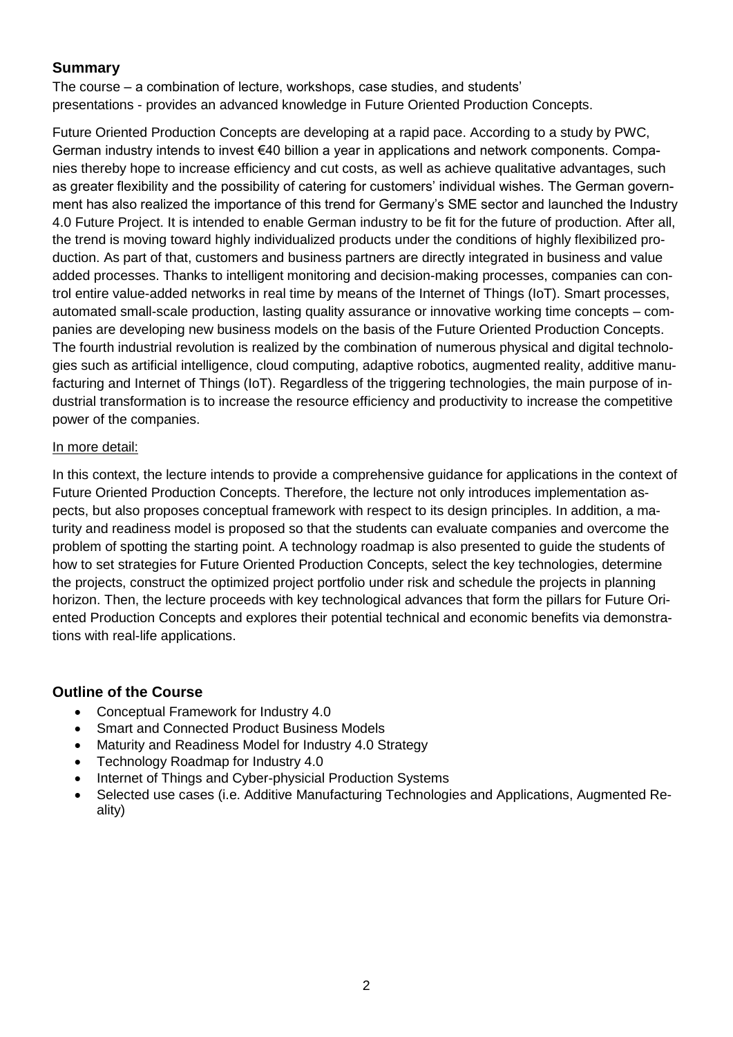## Summary

The course – a combination of lecture, workshops, case studies, and students' presentations - provides an advanced knowledge in Future Oriented Production Concepts.

Future Oriented Production Concepts are developing at a rapid pace. According to a study by PWC, German industry intends to invest €40 billion a year in applications and network components. Companies thereby hope to increase efficiency and cut costs, as well as achieve qualitative advantages, such as greater flexibility and the possibility of catering for customers' individual wishes. The German government has also realized the importance of this trend for Germany's SME sector and launched the Industry 4.0 Future Project. It is intended to enable German industry to be fit for the future of production. After all, the trend is moving toward highly individualized products under the conditions of highly flexibilized production. As part of that, customers and business partners are directly integrated in business and value added processes. Thanks to intelligent monitoring and decision-making processes, companies can control entire value-added networks in real time by means of the Internet of Things (IoT). Smart processes, automated small-scale production, lasting quality assurance or innovative working time concepts – companies are developing new business models on the basis of the Future Oriented Production Concepts. The fourth industrial revolution is realized by the combination of numerous physical and digital technologies such as artificial intelligence, cloud computing, adaptive robotics, augmented reality, additive manufacturing and Internet of Things (IoT). Regardless of the triggering technologies, the main purpose of industrial transformation is to increase the resource efficiency and productivity to increase the competitive power of the companies.

In more detail:

In this context, the lecture intends to provide a comprehensive guidance for applications in the context of Future Oriented Production Concepts. Therefore, the lecture not only introduces implementation aspects, but also proposes conceptual framework with respect to its design principles. In addition, a maturity and readiness model is proposed so that the students can evaluate companies and overcome the problem of spotting the starting point. A technology roadmap is also presented to guide the students of how to set strategies for Future Oriented Production Concepts, select the key technologies, determine the projects, construct the optimized project portfolio under risk and schedule the projects in planning horizon. Then, the lecture proceeds with key technological advances that form the pillars for Future Oriented Production Concepts and explores their potential technical and economic benefits via demonstrations with real-life applications.

## Outline of the Course

- Conceptual Framework for Industry 4.0
- Smart and Connected Product Business Models
- Maturity and Readiness Model for Industry 4.0 Strategy
- Technology Roadmap for Industry 4.0
- Internet of Things and Cyber-physicial Production Systems
- Selected use cases (i.e. Additive Manufacturing Technologies and Applications, Augmented Reality)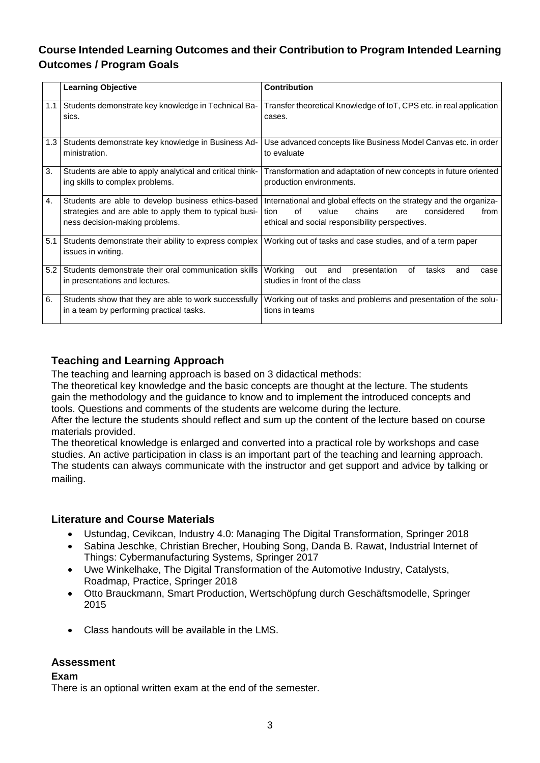## Course Intended Learning Outcomes and their Contribution to Program Intended Learning Outcomes / Program Goals

| | Learning Objective | Contribution |
|---|---|---|
| 1.1 | Students demonstrate key knowledge in Technical Basics. | Transfer theoretical Knowledge of IoT, CPS etc. in real application cases. |
| 1.3 | Students demonstrate key knowledge in Business Administration. | Use advanced concepts like Business Model Canvas etc. in order to evaluate |
| 3. | Students are able to apply analytical and critical thinking skills to complex problems. | Transformation and adaptation of new concepts in future oriented production environments. |
| 4. | Students are able to develop business ethics-based strategies and are able to apply them to typical business decision-making problems. | International and global effects on the strategy and the organization of value chains are considered from ethical and social responsibility perspectives. |
| 5.1 | Students demonstrate their ability to express complex issues in writing. | Working out of tasks and case studies, and of a term paper |
| 5.2 | Students demonstrate their oral communication skills in presentations and lectures. | Working out and presentation of tasks and case studies in front of the class |
| 6. | Students show that they are able to work successfully in a team by performing practical tasks. | Working out of tasks and problems and presentation of the solutions in teams |

## Teaching and Learning Approach

The teaching and learning approach is based on 3 didactical methods:
The theoretical key knowledge and the basic concepts are thought at the lecture. The students gain the methodology and the guidance to know and to implement the introduced concepts and tools. Questions and comments of the students are welcome during the lecture.
After the lecture the students should reflect and sum up the content of the lecture based on course materials provided.
The theoretical knowledge is enlarged and converted into a practical role by workshops and case studies. An active participation in class is an important part of the teaching and learning approach. The students can always communicate with the instructor and get support and advice by talking or mailing.

## Literature and Course Materials

- Ustundag, Cevikcan, Industry 4.0: Managing The Digital Transformation, Springer 2018
- Sabina Jeschke, Christian Brecher, Houbing Song, Danda B. Rawat, Industrial Internet of Things: Cybermanufacturing Systems, Springer 2017
- Uwe Winkelhake, The Digital Transformation of the Automotive Industry, Catalysts, Roadmap, Practice, Springer 2018
- Otto Brauckmann, Smart Production, Wertschöpfung durch Geschäftsmodelle, Springer 2015
- Class handouts will be available in the LMS.

## Assessment

### Exam

There is an optional written exam at the end of the semester.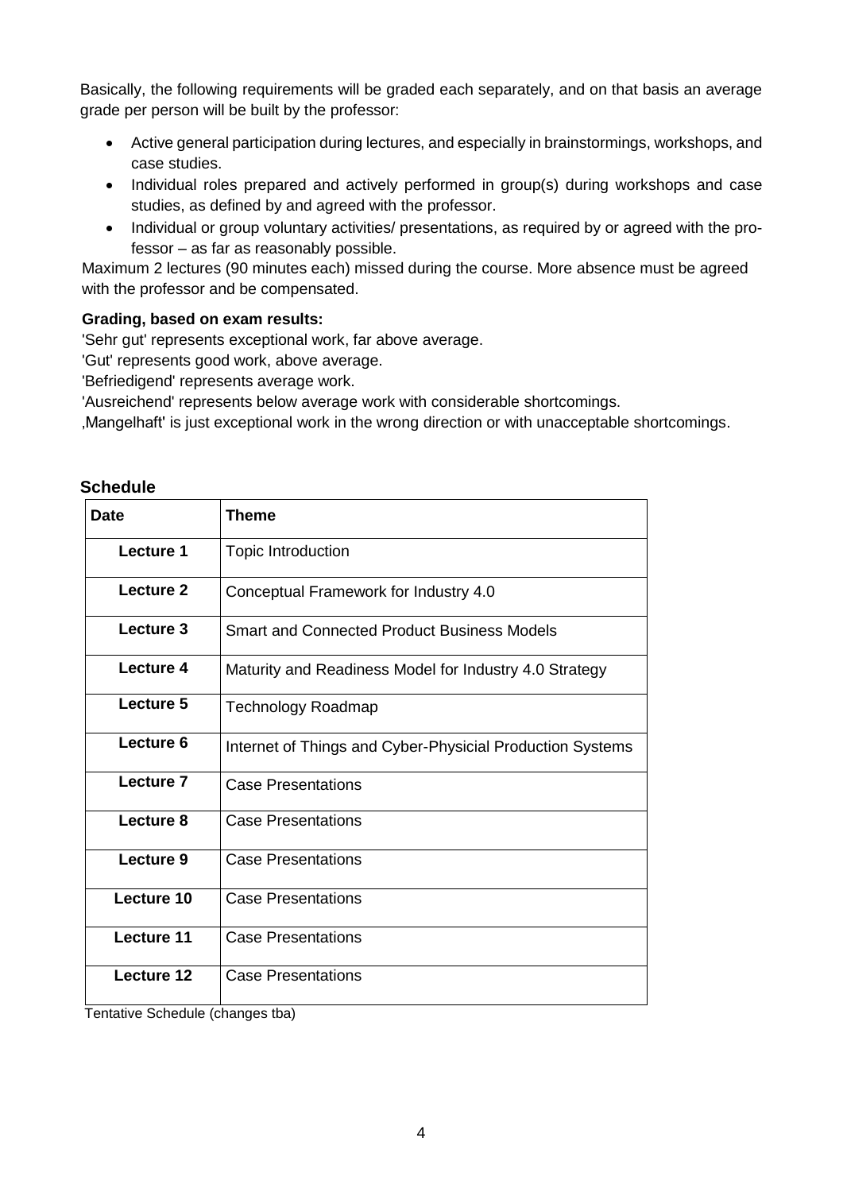Basically, the following requirements will be graded each separately, and on that basis an average grade per person will be built by the professor:

- Active general participation during lectures, and especially in brainstormings, workshops, and case studies.
- Individual roles prepared and actively performed in group(s) during workshops and case studies, as defined by and agreed with the professor.
- Individual or group voluntary activities/ presentations, as required by or agreed with the professor – as far as reasonably possible.

Maximum 2 lectures (90 minutes each) missed during the course. More absence must be agreed with the professor and be compensated.

**Grading, based on exam results:**

'Sehr gut' represents exceptional work, far above average.
'Gut' represents good work, above average.
'Befriedigend' represents average work.
'Ausreichend' represents below average work with considerable shortcomings.
‚Mangelhaft' is just exceptional work in the wrong direction or with unacceptable shortcomings.

## Schedule

| Date | Theme |
|---|---|
| **Lecture 1** | Topic Introduction |
| **Lecture 2** | Conceptual Framework for Industry 4.0 |
| **Lecture 3** | Smart and Connected Product Business Models |
| **Lecture 4** | Maturity and Readiness Model for Industry 4.0 Strategy |
| **Lecture 5** | Technology Roadmap |
| **Lecture 6** | Internet of Things and Cyber-Physicial Production Systems |
| **Lecture 7** | Case Presentations |
| **Lecture 8** | Case Presentations |
| **Lecture 9** | Case Presentations |
| **Lecture 10** | Case Presentations |
| **Lecture 11** | Case Presentations |
| **Lecture 12** | Case Presentations |

Tentative Schedule (changes tba)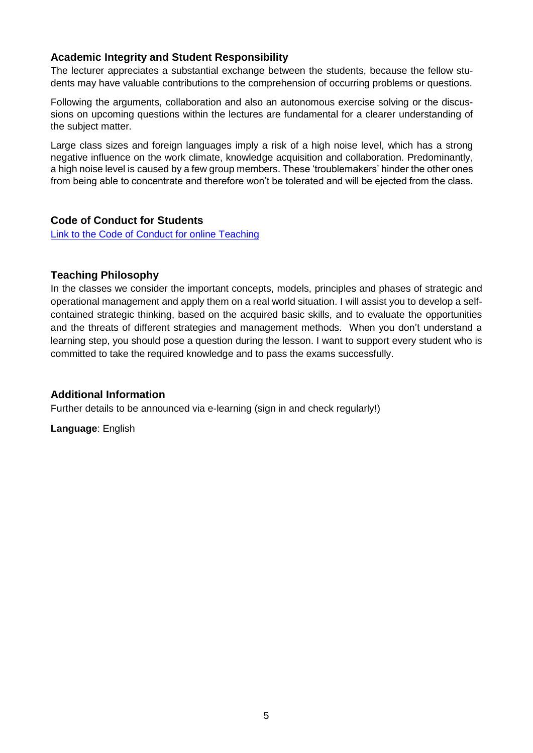### Academic Integrity and Student Responsibility

The lecturer appreciates a substantial exchange between the students, because the fellow students may have valuable contributions to the comprehension of occurring problems or questions.

Following the arguments, collaboration and also an autonomous exercise solving or the discussions on upcoming questions within the lectures are fundamental for a clearer understanding of the subject matter.

Large class sizes and foreign languages imply a risk of a high noise level, which has a strong negative influence on the work climate, knowledge acquisition and collaboration. Predominantly, a high noise level is caused by a few group members. These 'troublemakers' hinder the other ones from being able to concentrate and therefore won't be tolerated and will be ejected from the class.

### Code of Conduct for Students

[Link to the Code of Conduct for online Teaching]

### Teaching Philosophy

In the classes we consider the important concepts, models, principles and phases of strategic and operational management and apply them on a real world situation. I will assist you to develop a self-contained strategic thinking, based on the acquired basic skills, and to evaluate the opportunities and the threats of different strategies and management methods. When you don't understand a learning step, you should pose a question during the lesson. I want to support every student who is committed to take the required knowledge and to pass the exams successfully.

### Additional Information

Further details to be announced via e-learning (sign in and check regularly!)

**Language**: English